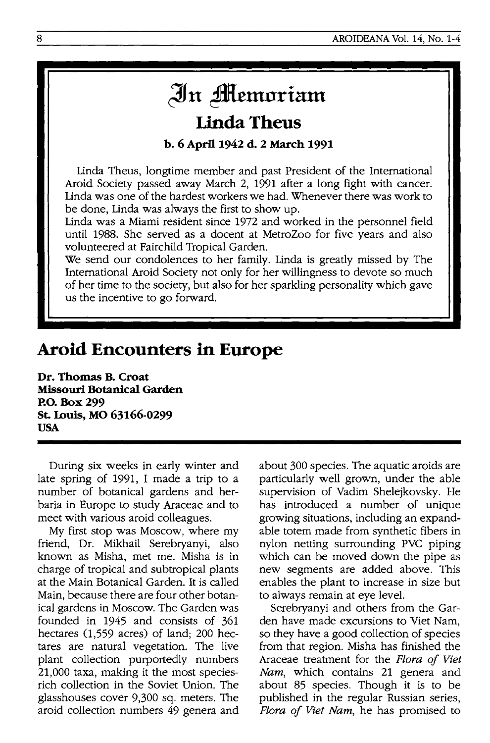# In Memoriam

## Linda Theus

**b. 6 April 1942 d. 2 March 1991**

Linda Theus, longtime member and past President of the International Aroid Society passed away March 2, 1991 after a long fight with cancer. Linda was one of the hardest workers we had. Whenever there was work to be done, Linda was always the first to show up.

Linda was a Miami resident since 1972 and worked in the personnel field until 1988. She served as a docent at MetroZoo for five years and also volunteered at Fairchild Tropical Garden.

We send our condolences to her family. Linda is greatly missed by The International Aroid Society not only for her willingness to devote so much of her time to the society, but also for her sparkling personality which gave us the incentive to go forward.

# Aroid Encounters in Europe

**Dr. Thomas B. Croat**
**Missouri Botanical Garden**
**P.O. Box 299**
**St. Louis, MO 63166-0299**
**USA**

During six weeks in early winter and late spring of 1991, I made a trip to a number of botanical gardens and herbaria in Europe to study Araceae and to meet with various aroid colleagues.

My first stop was Moscow, where my friend, Dr. Mikhail Serebryanyi, also known as Misha, met me. Misha is in charge of tropical and subtropical plants at the Main Botanical Garden. It is called Main, because there are four other botanical gardens in Moscow. The Garden was founded in 1945 and consists of 361 hectares (1,559 acres) of land; 200 hectares are natural vegetation. The live plant collection purportedly numbers 21,000 taxa, making it the most species-rich collection in the Soviet Union. The glasshouses cover 9,300 sq. meters. The aroid collection numbers 49 genera and about 300 species. The aquatic aroids are particularly well grown, under the able supervision of Vadim Shelejkovsky. He has introduced a number of unique growing situations, including an expandable totem made from synthetic fibers in nylon netting surrounding PVC piping which can be moved down the pipe as new segments are added above. This enables the plant to increase in size but to always remain at eye level.

Serebryanyi and others from the Garden have made excursions to Viet Nam, so they have a good collection of species from that region. Misha has finished the Araceae treatment for the *Flora of Viet Nam*, which contains 21 genera and about 85 species. Though it is to be published in the regular Russian series, *Flora of Viet Nam*, he has promised to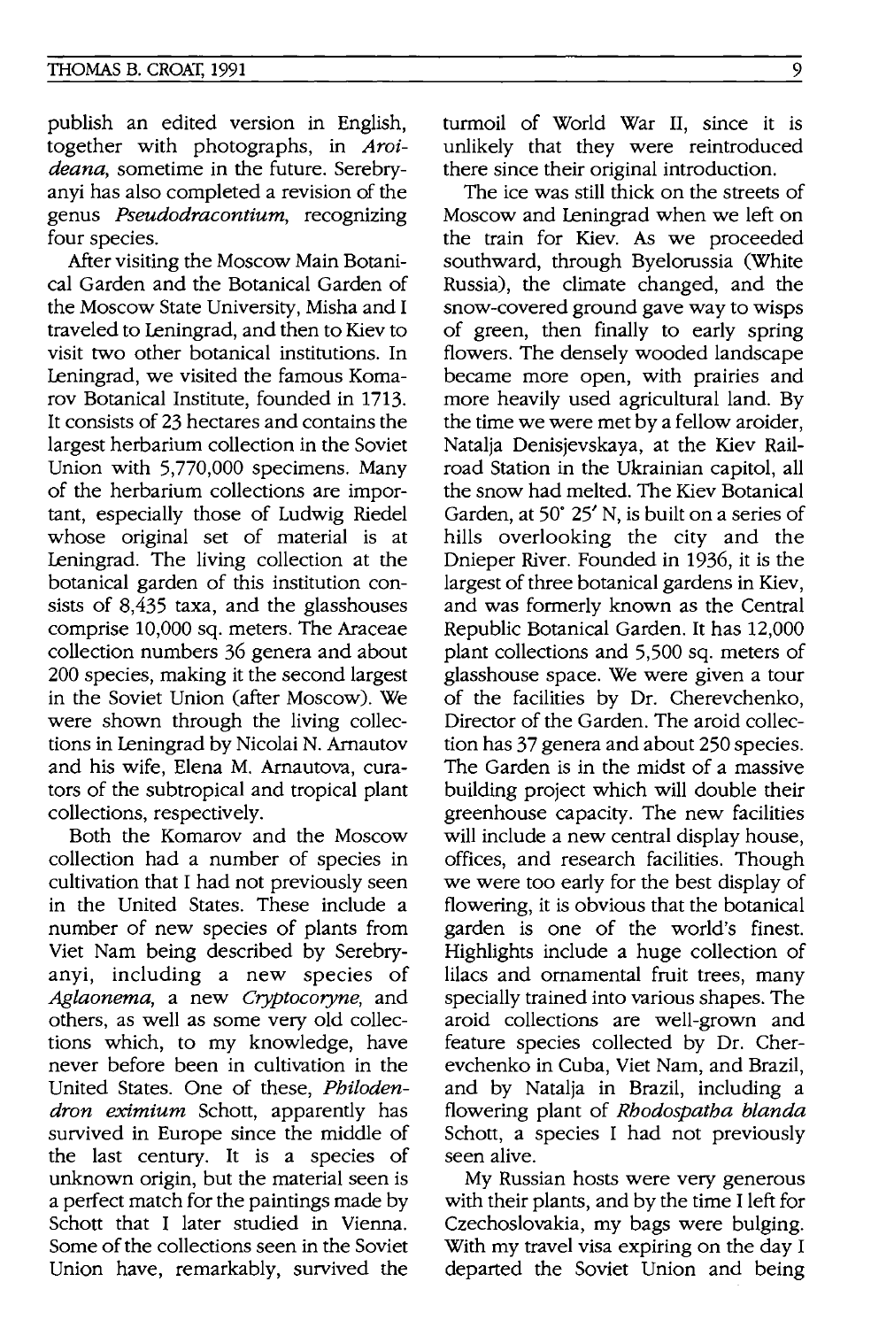publish an edited version in English, together with photographs, in *Aroideana*, sometime in the future. Serebryanyi has also completed a revision of the genus *Pseudodracontium*, recognizing four species.

After visiting the Moscow Main Botanical Garden and the Botanical Garden of the Moscow State University, Misha and I traveled to Leningrad, and then to Kiev to visit two other botanical institutions. In Leningrad, we visited the famous Komarov Botanical Institute, founded in 1713. It consists of 23 hectares and contains the largest herbarium collection in the Soviet Union with 5,770,000 specimens. Many of the herbarium collections are important, especially those of Ludwig Riedel whose original set of material is at Leningrad. The living collection at the botanical garden of this institution consists of 8,435 taxa, and the glasshouses comprise 10,000 sq. meters. The Araceae collection numbers 36 genera and about 200 species, making it the second largest in the Soviet Union (after Moscow). We were shown through the living collections in Leningrad by Nicolai N. Arnautov and his wife, Elena M. Arnautova, curators of the subtropical and tropical plant collections, respectively.

Both the Komarov and the Moscow collection had a number of species in cultivation that I had not previously seen in the United States. These include a number of new species of plants from Viet Nam being described by Serebryanyi, including a new species of *Aglaonema*, a new *Cryptocoryne*, and others, as well as some very old collections which, to my knowledge, have never before been in cultivation in the United States. One of these, *Philodendron eximium* Schott, apparently has survived in Europe since the middle of the last century. It is a species of unknown origin, but the material seen is a perfect match for the paintings made by Schott that I later studied in Vienna. Some of the collections seen in the Soviet Union have, remarkably, survived the turmoil of World War II, since it is unlikely that they were reintroduced there since their original introduction.

The ice was still thick on the streets of Moscow and Leningrad when we left on the train for Kiev. As we proceeded southward, through Byelorussia (White Russia), the climate changed, and the snow-covered ground gave way to wisps of green, then finally to early spring flowers. The densely wooded landscape became more open, with prairies and more heavily used agricultural land. By the time we were met by a fellow aroider, Natalja Denisjevskaya, at the Kiev Railroad Station in the Ukrainian capitol, all the snow had melted. The Kiev Botanical Garden, at 50° 25′ N, is built on a series of hills overlooking the city and the Dnieper River. Founded in 1936, it is the largest of three botanical gardens in Kiev, and was formerly known as the Central Republic Botanical Garden. It has 12,000 plant collections and 5,500 sq. meters of glasshouse space. We were given a tour of the facilities by Dr. Cherevchenko, Director of the Garden. The aroid collection has 37 genera and about 250 species. The Garden is in the midst of a massive building project which will double their greenhouse capacity. The new facilities will include a new central display house, offices, and research facilities. Though we were too early for the best display of flowering, it is obvious that the botanical garden is one of the world's finest. Highlights include a huge collection of lilacs and ornamental fruit trees, many specially trained into various shapes. The aroid collections are well-grown and feature species collected by Dr. Cherevchenko in Cuba, Viet Nam, and Brazil, and by Natalja in Brazil, including a flowering plant of *Rhodospatha blanda* Schott, a species I had not previously seen alive.

My Russian hosts were very generous with their plants, and by the time I left for Czechoslovakia, my bags were bulging. With my travel visa expiring on the day I departed the Soviet Union and being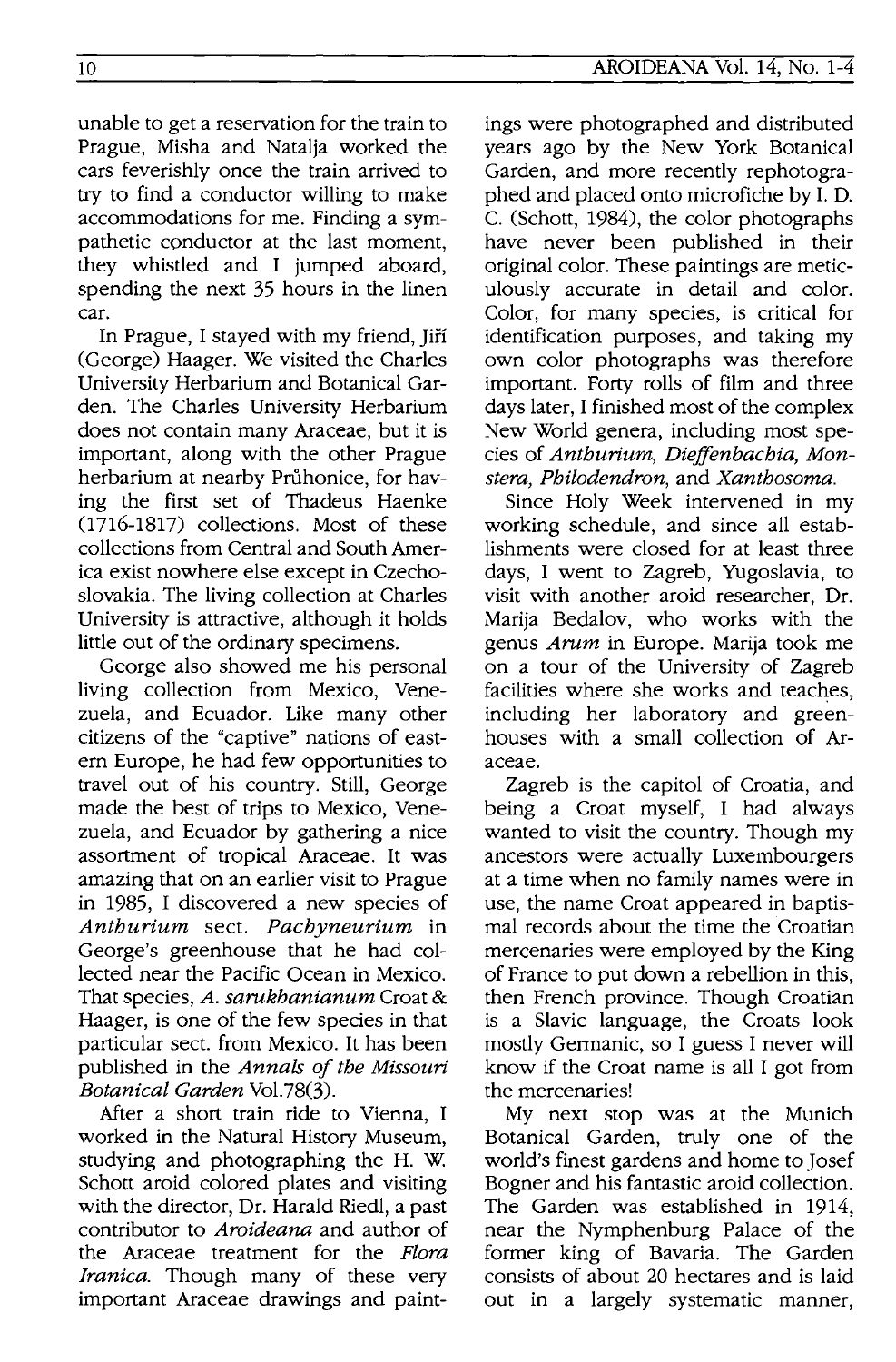unable to get a reservation for the train to Prague, Misha and Natalja worked the cars feverishly once the train arrived to try to find a conductor willing to make accommodations for me. Finding a sympathetic conductor at the last moment, they whistled and I jumped aboard, spending the next 35 hours in the linen car.

In Prague, I stayed with my friend, Jiří (George) Haager. We visited the Charles University Herbarium and Botanical Garden. The Charles University Herbarium does not contain many Araceae, but it is important, along with the other Prague herbarium at nearby Průhonice, for having the first set of Thadeus Haenke (1716-1817) collections. Most of these collections from Central and South America exist nowhere else except in Czechoslovakia. The living collection at Charles University is attractive, although it holds little out of the ordinary specimens.

George also showed me his personal living collection from Mexico, Venezuela, and Ecuador. Like many other citizens of the "captive" nations of eastern Europe, he had few opportunities to travel out of his country. Still, George made the best of trips to Mexico, Venezuela, and Ecuador by gathering a nice assortment of tropical Araceae. It was amazing that on an earlier visit to Prague in 1985, I discovered a new species of *Anthurium* sect. *Pachyneurium* in George's greenhouse that he had collected near the Pacific Ocean in Mexico. That species, *A. sarukhanianum* Croat & Haager, is one of the few species in that particular sect. from Mexico. It has been published in the *Annals of the Missouri Botanical Garden* Vol.78(3).

After a short train ride to Vienna, I worked in the Natural History Museum, studying and photographing the H. W. Schott aroid colored plates and visiting with the director, Dr. Harald Riedl, a past contributor to *Aroideana* and author of the Araceae treatment for the *Flora Iranica.* Though many of these very important Araceae drawings and paintings were photographed and distributed years ago by the New York Botanical Garden, and more recently rephotographed and placed onto microfiche by I. D. C. (Schott, 1984), the color photographs have never been published in their original color. These paintings are meticulously accurate in detail and color. Color, for many species, is critical for identification purposes, and taking my own color photographs was therefore important. Forty rolls of film and three days later, I finished most of the complex New World genera, including most species of *Anthurium, Dieffenbachia, Monstera, Philodendron,* and *Xanthosoma.*

Since Holy Week intervened in my working schedule, and since all establishments were closed for at least three days, I went to Zagreb, Yugoslavia, to visit with another aroid researcher, Dr. Marija Bedalov, who works with the genus *Arum* in Europe. Marija took me on a tour of the University of Zagreb facilities where she works and teaches, including her laboratory and greenhouses with a small collection of Araceae.

Zagreb is the capitol of Croatia, and being a Croat myself, I had always wanted to visit the country. Though my ancestors were actually Luxembourgers at a time when no family names were in use, the name Croat appeared in baptismal records about the time the Croatian mercenaries were employed by the King of France to put down a rebellion in this, then French province. Though Croatian is a Slavic language, the Croats look mostly Germanic, so I guess I never will know if the Croat name is all I got from the mercenaries!

My next stop was at the Munich Botanical Garden, truly one of the world's finest gardens and home to Josef Bogner and his fantastic aroid collection. The Garden was established in 1914, near the Nymphenburg Palace of the former king of Bavaria. The Garden consists of about 20 hectares and is laid out in a largely systematic manner,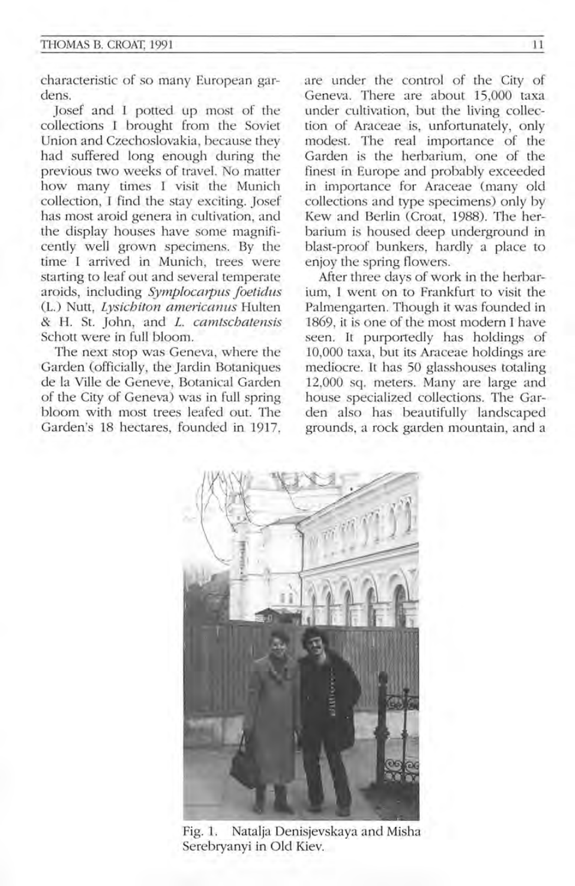characteristic of so many European gardens.

Josef and I potted up most of the collections I brought from the Soviet Union and Czechoslovakia, because they had suffered long enough during the previous two weeks of travel. No matter how many times I visit the Munich collection, I find the stay exciting. Josef has most aroid genera in cultivation, and the display houses have some magnificently well grown specimens. By the time I arrived in Munich, trees were starting to leaf out and several temperate aroids, including *Symplocarpus foetidus* (L.) Nutt, *Lysichiton americanus* Hulten & H. St. John, and *L. camtschatensis* Schott were in full bloom.

The next stop was Geneva, where the Garden (officially, the Jardin Botaniques de la Ville de Geneve, Botanical Garden of the City of Geneva) was in full spring bloom with most trees leafed out. The Garden's 18 hectares, founded in 1917, are under the control of the City of Geneva. There are about 15,000 taxa under cultivation, but the living collection of Araceae is, unfortunately, only modest. The real importance of the Garden is the herbarium, one of the finest in Europe and probably exceeded in importance for Araceae (many old collections and type specimens) only by Kew and Berlin (Croat, 1988). The herbarium is housed deep underground in blast-proof bunkers, hardly a place to enjoy the spring flowers.

After three days of work in the herbarium, I went on to Frankfurt to visit the Palmengarten. Though it was founded in 1869, it is one of the most modern I have seen. It purportedly has holdings of 10,000 taxa, but its Araceae holdings are mediocre. It has 50 glasshouses totaling 12,000 sq. meters. Many are large and house specialized collections. The Garden also has beautifully landscaped grounds, a rock garden mountain, and a

Fig. 1. Natalja Denisjevskaya and Misha Serebryanyi in Old Kiev.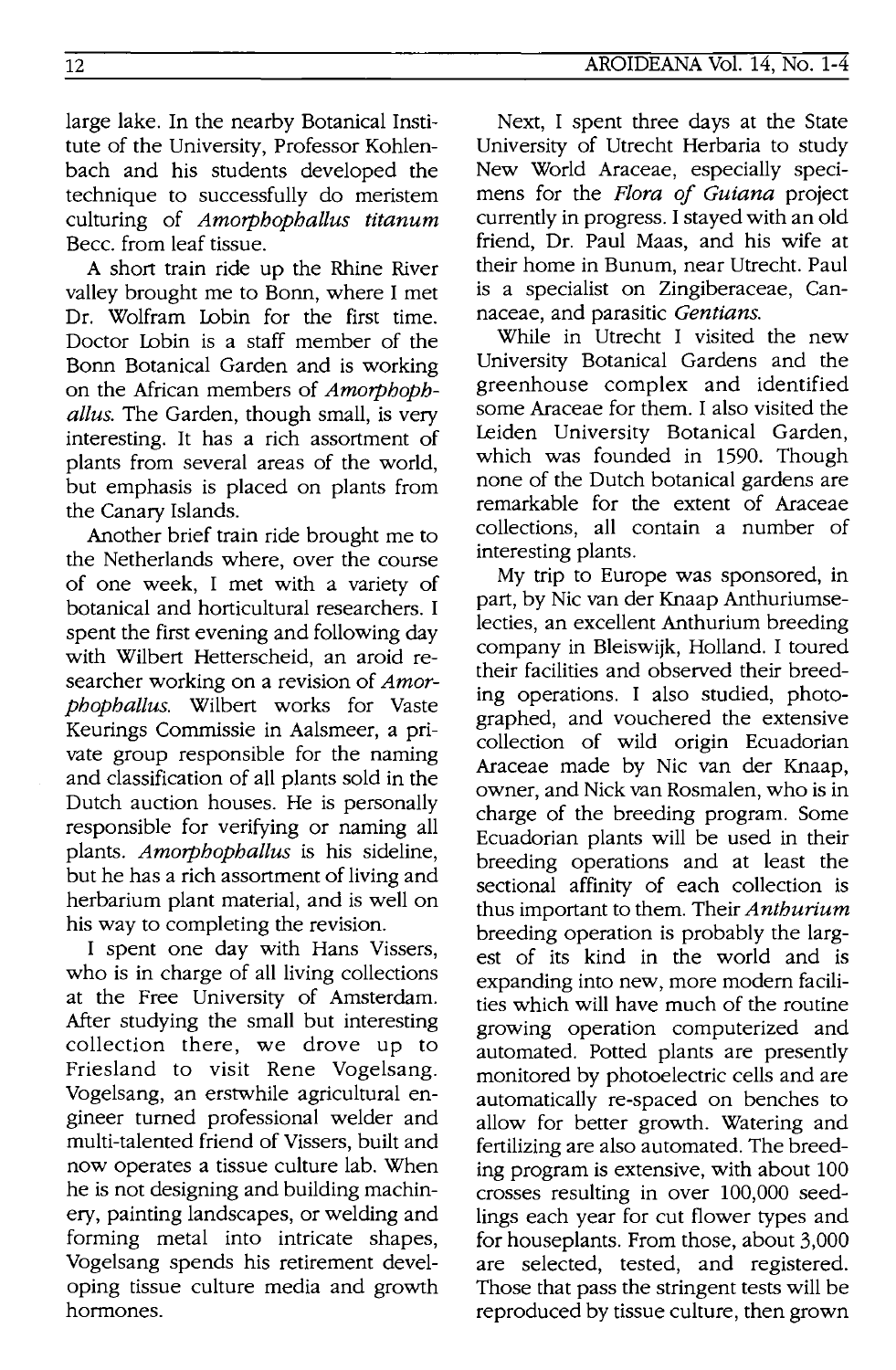large lake. In the nearby Botanical Institute of the University, Professor Kohlenbach and his students developed the technique to successfully do meristem culturing of *Amorphophallus titanum* Becc. from leaf tissue.

A short train ride up the Rhine River valley brought me to Bonn, where I met Dr. Wolfram Lobin for the first time. Doctor Lobin is a staff member of the Bonn Botanical Garden and is working on the African members of *Amorphophallus.* The Garden, though small, is very interesting. It has a rich assortment of plants from several areas of the world, but emphasis is placed on plants from the Canary Islands.

Another brief train ride brought me to the Netherlands where, over the course of one week, I met with a variety of botanical and horticultural researchers. I spent the first evening and following day with Wilbert Hetterscheid, an aroid researcher working on a revision of *Amorphophallus.* Wilbert works for Vaste Keurings Commissie in Aalsmeer, a private group responsible for the naming and classification of all plants sold in the Dutch auction houses. He is personally responsible for verifying or naming all plants. *Amorphophallus* is his sideline, but he has a rich assortment of living and herbarium plant material, and is well on his way to completing the revision.

I spent one day with Hans Vissers, who is in charge of all living collections at the Free University of Amsterdam. After studying the small but interesting collection there, we drove up to Friesland to visit Rene Vogelsang. Vogelsang, an erstwhile agricultural engineer turned professional welder and multi-talented friend of Vissers, built and now operates a tissue culture lab. When he is not designing and building machinery, painting landscapes, or welding and forming metal into intricate shapes, Vogelsang spends his retirement developing tissue culture media and growth hormones.

Next, I spent three days at the State University of Utrecht Herbaria to study New World Araceae, especially specimens for the *Flora of Guiana* project currently in progress. I stayed with an old friend, Dr. Paul Maas, and his wife at their home in Bunum, near Utrecht. Paul is a specialist on Zingiberaceae, Cannaceae, and parasitic *Gentians.*

While in Utrecht I visited the new University Botanical Gardens and the greenhouse complex and identified some Araceae for them. I also visited the Leiden University Botanical Garden, which was founded in 1590. Though none of the Dutch botanical gardens are remarkable for the extent of Araceae collections, all contain a number of interesting plants.

My trip to Europe was sponsored, in part, by Nic van der Knaap Anthuriumselecties, an excellent Anthurium breeding company in Bleiswijk, Holland. I toured their facilities and observed their breeding operations. I also studied, photographed, and vouchered the extensive collection of wild origin Ecuadorian Araceae made by Nic van der Knaap, owner, and Nick van Rosmalen, who is in charge of the breeding program. Some Ecuadorian plants will be used in their breeding operations and at least the sectional affinity of each collection is thus important to them. Their *Anthurium* breeding operation is probably the largest of its kind in the world and is expanding into new, more modern facilities which will have much of the routine growing operation computerized and automated. Potted plants are presently monitored by photoelectric cells and are automatically re-spaced on benches to allow for better growth. Watering and fertilizing are also automated. The breeding program is extensive, with about 100 crosses resulting in over 100,000 seedlings each year for cut flower types and for houseplants. From those, about 3,000 are selected, tested, and registered. Those that pass the stringent tests will be reproduced by tissue culture, then grown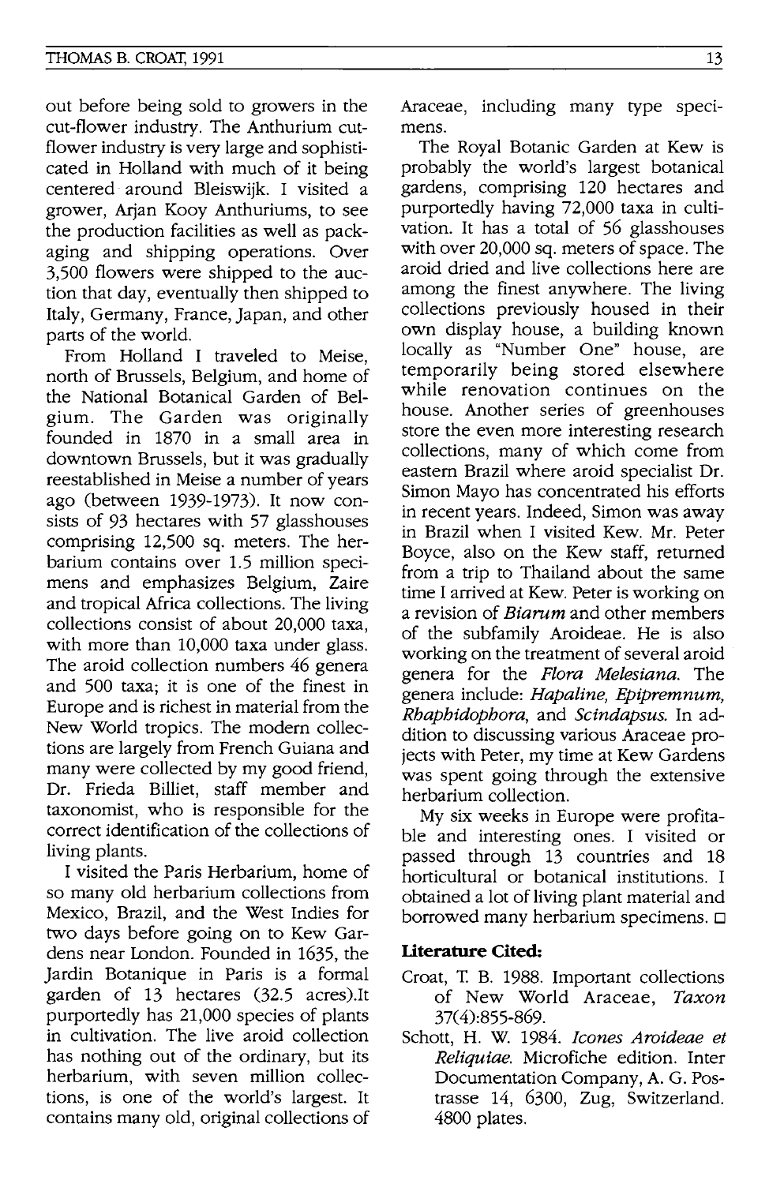out before being sold to growers in the cut-flower industry. The Anthurium cut-flower industry is very large and sophisticated in Holland with much of it being centered around Bleiswijk. I visited a grower, Arjan Kooy Anthuriums, to see the production facilities as well as packaging and shipping operations. Over 3,500 flowers were shipped to the auction that day, eventually then shipped to Italy, Germany, France, Japan, and other parts of the world.

From Holland I traveled to Meise, north of Brussels, Belgium, and home of the National Botanical Garden of Belgium. The Garden was originally founded in 1870 in a small area in downtown Brussels, but it was gradually reestablished in Meise a number of years ago (between 1939-1973). It now consists of 93 hectares with 57 glasshouses comprising 12,500 sq. meters. The herbarium contains over 1.5 million specimens and emphasizes Belgium, Zaire and tropical Africa collections. The living collections consist of about 20,000 taxa, with more than 10,000 taxa under glass. The aroid collection numbers 46 genera and 500 taxa; it is one of the finest in Europe and is richest in material from the New World tropics. The modern collections are largely from French Guiana and many were collected by my good friend, Dr. Frieda Billiet, staff member and taxonomist, who is responsible for the correct identification of the collections of living plants.

I visited the Paris Herbarium, home of so many old herbarium collections from Mexico, Brazil, and the West Indies for two days before going on to Kew Gardens near London. Founded in 1635, the Jardin Botanique in Paris is a formal garden of 13 hectares (32.5 acres).It purportedly has 21,000 species of plants in cultivation. The live aroid collection has nothing out of the ordinary, but its herbarium, with seven million collections, is one of the world's largest. It contains many old, original collections of Araceae, including many type specimens.

The Royal Botanic Garden at Kew is probably the world's largest botanical gardens, comprising 120 hectares and purportedly having 72,000 taxa in cultivation. It has a total of 56 glasshouses with over 20,000 sq. meters of space. The aroid dried and live collections here are among the finest anywhere. The living collections previously housed in their own display house, a building known locally as "Number One" house, are temporarily being stored elsewhere while renovation continues on the house. Another series of greenhouses store the even more interesting research collections, many of which come from eastern Brazil where aroid specialist Dr. Simon Mayo has concentrated his efforts in recent years. Indeed, Simon was away in Brazil when I visited Kew. Mr. Peter Boyce, also on the Kew staff, returned from a trip to Thailand about the same time I arrived at Kew. Peter is working on a revision of *Biarum* and other members of the subfamily Aroideae. He is also working on the treatment of several aroid genera for the *Flora Melesiana*. The genera include: *Hapaline, Epipremnum, Rhaphidophora*, and *Scindapsus*. In addition to discussing various Araceae projects with Peter, my time at Kew Gardens was spent going through the extensive herbarium collection.

My six weeks in Europe were profitable and interesting ones. I visited or passed through 13 countries and 18 horticultural or botanical institutions. I obtained a lot of living plant material and borrowed many herbarium specimens. □

**Literature Cited:**

Croat, T. B. 1988. Important collections of New World Araceae, *Taxon* 37(4):855-869.

Schott, H. W. 1984. *Icones Aroideae et Reliquiae*. Microfiche edition. Inter Documentation Company, A. G. Postrasse 14, 6300, Zug, Switzerland. 4800 plates.